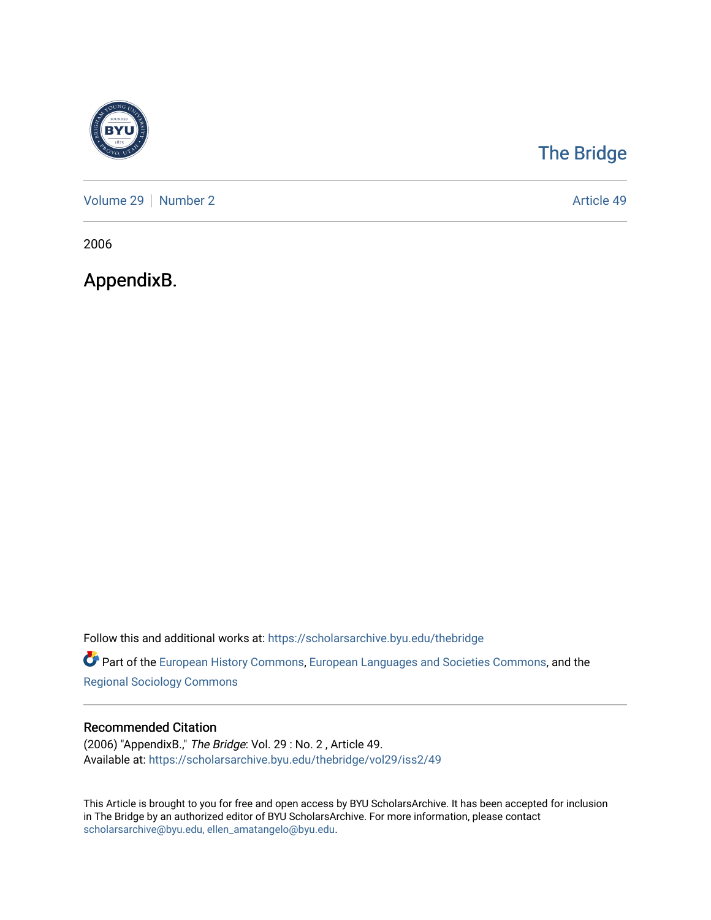The Bridge

Volume 29 | Number 2 | Article 49

2006

# AppendixB.

Follow this and additional works at: https://scholarsarchive.byu.edu/thebridge

Part of the European History Commons, European Languages and Societies Commons, and the Regional Sociology Commons

## Recommended Citation

(2006) "AppendixB.," *The Bridge*: Vol. 29 : No. 2 , Article 49.
Available at: https://scholarsarchive.byu.edu/thebridge/vol29/iss2/49

This Article is brought to you for free and open access by BYU ScholarsArchive. It has been accepted for inclusion in The Bridge by an authorized editor of BYU ScholarsArchive. For more information, please contact scholarsarchive@byu.edu, ellen_amatangelo@byu.edu.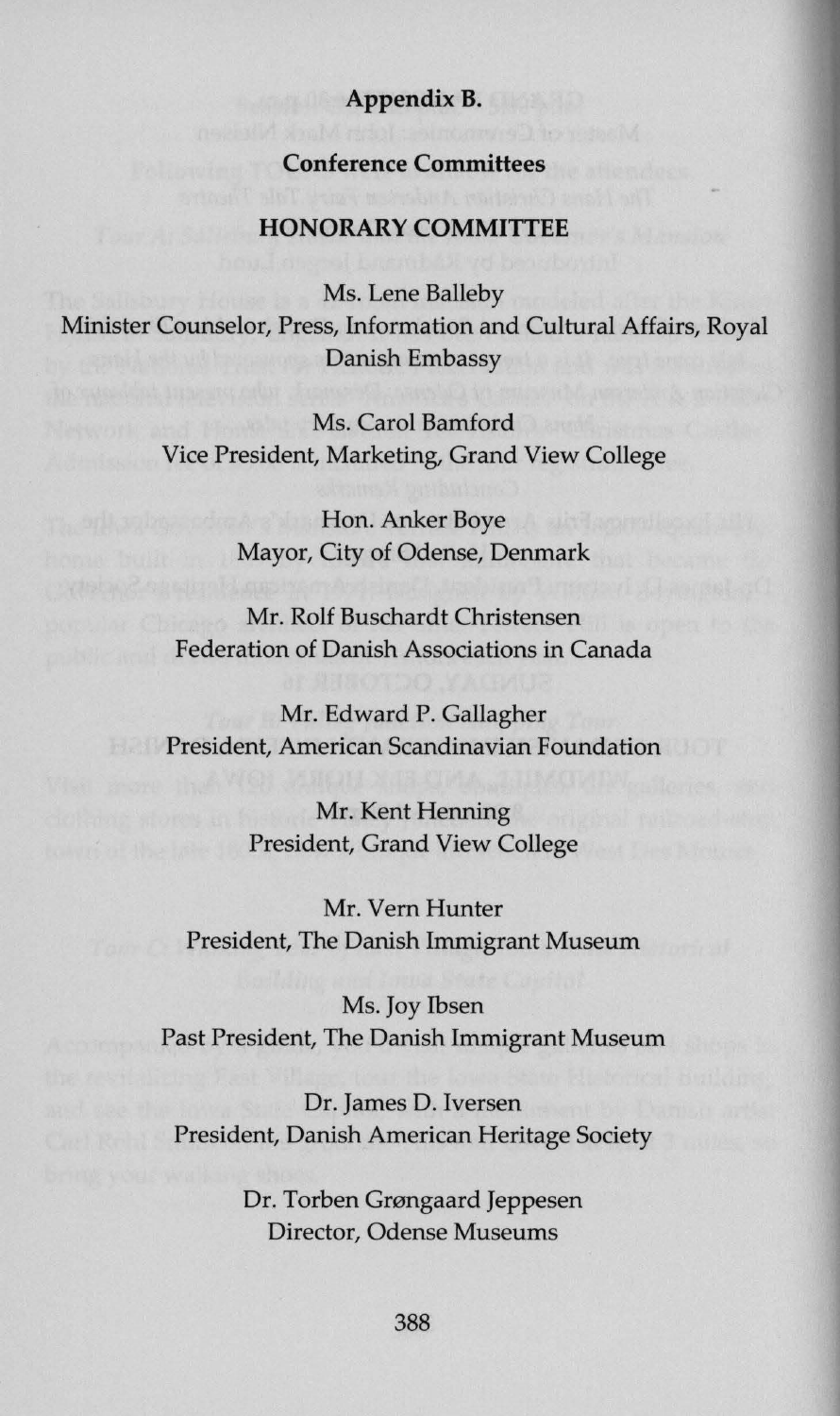**Appendix B.**

**Conference Committees**

## HONORARY COMMITTEE

Ms. Lene Balleby
Minister Counselor, Press, Information and Cultural Affairs, Royal Danish Embassy

Ms. Carol Bamford
Vice President, Marketing, Grand View College

Hon. Anker Boye
Mayor, City of Odense, Denmark

Mr. Rolf Buschardt Christensen
Federation of Danish Associations in Canada

Mr. Edward P. Gallagher
President, American Scandinavian Foundation

Mr. Kent Henning
President, Grand View College

Mr. Vern Hunter
President, The Danish Immigrant Museum

Ms. Joy Ibsen
Past President, The Danish Immigrant Museum

Dr. James D. Iversen
President, Danish American Heritage Society

Dr. Torben Grøngaard Jeppesen
Director, Odense Museums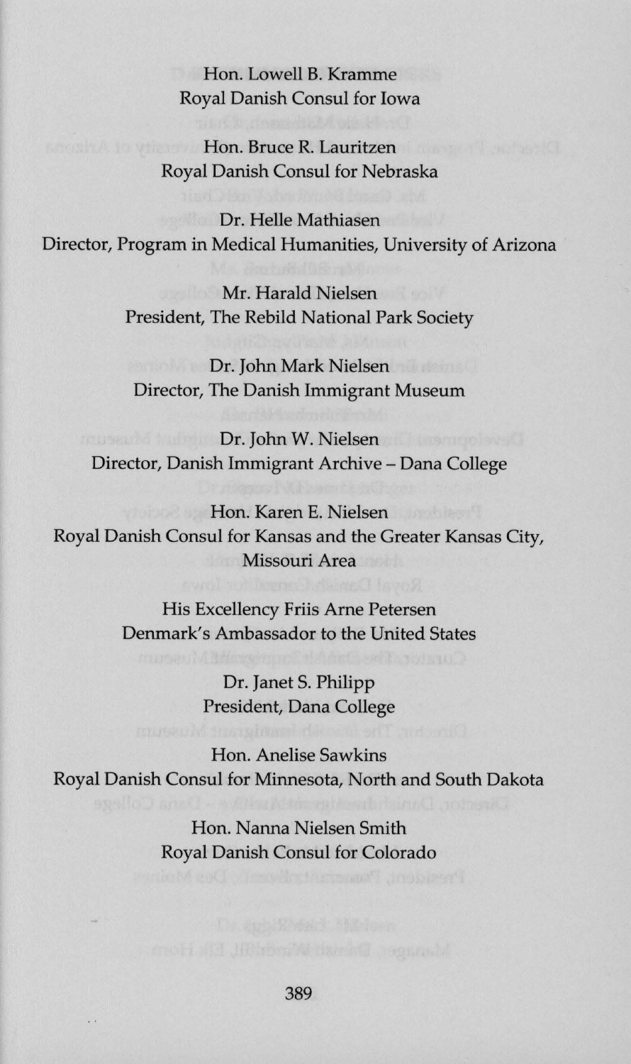Hon. Lowell B. Kramme
Royal Danish Consul for Iowa

Hon. Bruce R. Lauritzen
Royal Danish Consul for Nebraska

Dr. Helle Mathiasen
Director, Program in Medical Humanities, University of Arizona

Mr. Harald Nielsen
President, The Rebild National Park Society

Dr. John Mark Nielsen
Director, The Danish Immigrant Museum

Dr. John W. Nielsen
Director, Danish Immigrant Archive – Dana College

Hon. Karen E. Nielsen
Royal Danish Consul for Kansas and the Greater Kansas City, Missouri Area

His Excellency Friis Arne Petersen
Denmark's Ambassador to the United States

Dr. Janet S. Philipp
President, Dana College

Hon. Anelise Sawkins
Royal Danish Consul for Minnesota, North and South Dakota

Hon. Nanna Nielsen Smith
Royal Danish Consul for Colorado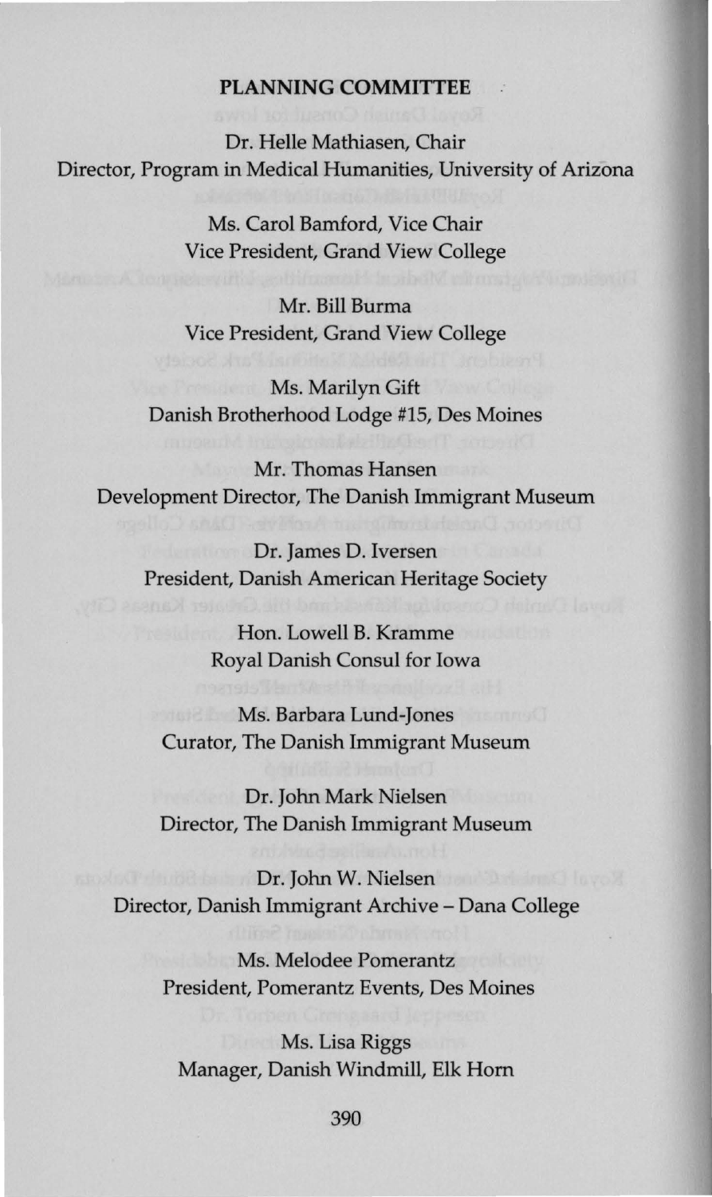**PLANNING COMMITTEE**

Dr. Helle Mathiasen, Chair
Director, Program in Medical Humanities, University of Arizona

Ms. Carol Bamford, Vice Chair
Vice President, Grand View College

Mr. Bill Burma
Vice President, Grand View College

Ms. Marilyn Gift
Danish Brotherhood Lodge #15, Des Moines

Mr. Thomas Hansen
Development Director, The Danish Immigrant Museum

Dr. James D. Iversen
President, Danish American Heritage Society

Hon. Lowell B. Kramme
Royal Danish Consul for Iowa

Ms. Barbara Lund-Jones
Curator, The Danish Immigrant Museum

Dr. John Mark Nielsen
Director, The Danish Immigrant Museum

Dr. John W. Nielsen
Director, Danish Immigrant Archive – Dana College

Ms. Melodee Pomerantz
President, Pomerantz Events, Des Moines

Ms. Lisa Riggs
Manager, Danish Windmill, Elk Horn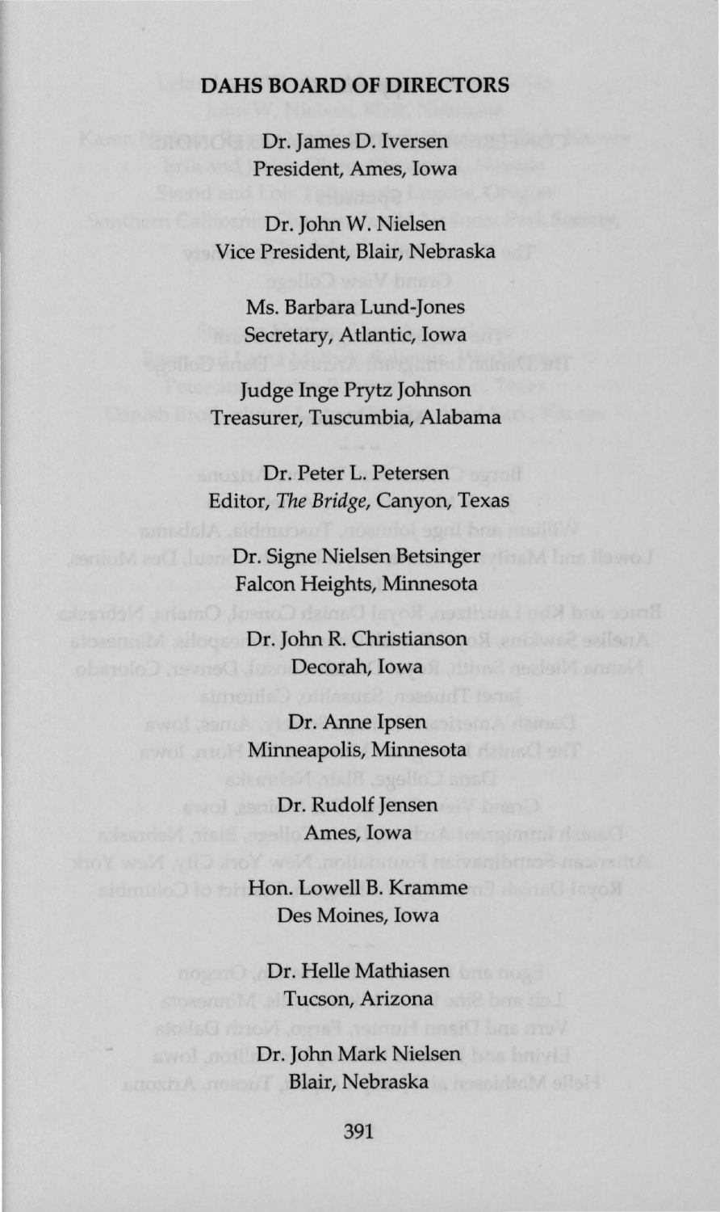## DAHS BOARD OF DIRECTORS

Dr. James D. Iversen
President, Ames, Iowa

Dr. John W. Nielsen
Vice President, Blair, Nebraska

Ms. Barbara Lund-Jones
Secretary, Atlantic, Iowa

Judge Inge Prytz Johnson
Treasurer, Tuscumbia, Alabama

Dr. Peter L. Petersen
Editor, *The Bridge*, Canyon, Texas

Dr. Signe Nielsen Betsinger
Falcon Heights, Minnesota

Dr. John R. Christianson
Decorah, Iowa

Dr. Anne Ipsen
Minneapolis, Minnesota

Dr. Rudolf Jensen
Ames, Iowa

Hon. Lowell B. Kramme
Des Moines, Iowa

Dr. Helle Mathiasen
Tucson, Arizona

Dr. John Mark Nielsen
Blair, Nebraska